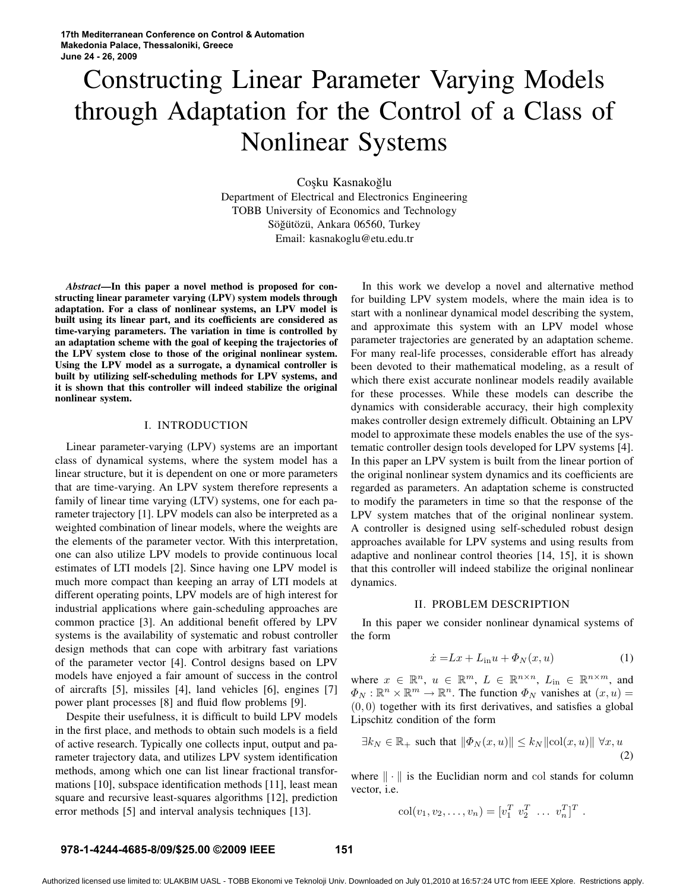# Constructing Linear Parameter Varying Models through Adaptation for the Control of a Class of Nonlinear Systems

Coşku Kasnakoğlu
Department of Electrical and Electronics Engineering
TOBB University of Economics and Technology
Söğütözü, Ankara 06560, Turkey
Email: kasnakoglu@etu.edu.tr

***Abstract*—In this paper a novel method is proposed for constructing linear parameter varying (LPV) system models through adaptation. For a class of nonlinear systems, an LPV model is built using its linear part, and its coefficients are considered as time-varying parameters. The variation in time is controlled by an adaptation scheme with the goal of keeping the trajectories of the LPV system close to those of the original nonlinear system. Using the LPV model as a surrogate, a dynamical controller is built by utilizing self-scheduling methods for LPV systems, and it is shown that this controller will indeed stabilize the original nonlinear system.**

## I. INTRODUCTION

Linear parameter-varying (LPV) systems are an important class of dynamical systems, where the system model has a linear structure, but it is dependent on one or more parameters that are time-varying. An LPV system therefore represents a family of linear time varying (LTV) systems, one for each parameter trajectory [1]. LPV models can also be interpreted as a weighted combination of linear models, where the weights are the elements of the parameter vector. With this interpretation, one can also utilize LPV models to provide continuous local estimates of LTI models [2]. Since having one LPV model is much more compact than keeping an array of LTI models at different operating points, LPV models are of high interest for industrial applications where gain-scheduling approaches are common practice [3]. An additional benefit offered by LPV systems is the availability of systematic and robust controller design methods that can cope with arbitrary fast variations of the parameter vector [4]. Control designs based on LPV models have enjoyed a fair amount of success in the control of aircrafts [5], missiles [4], land vehicles [6], engines [7] power plant processes [8] and fluid flow problems [9].

Despite their usefulness, it is difficult to build LPV models in the first place, and methods to obtain such models is a field of active research. Typically one collects input, output and parameter trajectory data, and utilizes LPV system identification methods, among which one can list linear fractional transformations [10], subspace identification methods [11], least mean square and recursive least-squares algorithms [12], prediction error methods [5] and interval analysis techniques [13].

In this work we develop a novel and alternative method for building LPV system models, where the main idea is to start with a nonlinear dynamical model describing the system, and approximate this system with an LPV model whose parameter trajectories are generated by an adaptation scheme. For many real-life processes, considerable effort has already been devoted to their mathematical modeling, as a result of which there exist accurate nonlinear models readily available for these processes. While these models can describe the dynamics with considerable accuracy, their high complexity makes controller design extremely difficult. Obtaining an LPV model to approximate these models enables the use of the systematic controller design tools developed for LPV systems [4]. In this paper an LPV system is built from the linear portion of the original nonlinear system dynamics and its coefficients are regarded as parameters. An adaptation scheme is constructed to modify the parameters in time so that the response of the LPV system matches that of the original nonlinear system. A controller is designed using self-scheduled robust design approaches available for LPV systems and using results from adaptive and nonlinear control theories [14, 15], it is shown that this controller will indeed stabilize the original nonlinear dynamics.

## II. PROBLEM DESCRIPTION

In this paper we consider nonlinear dynamical systems of the form

$$\dot{x} = Lx + L_{\mathrm{in}}u + \Phi_N(x,u) \tag{1}$$

where $x \in \mathbb{R}^n$, $u \in \mathbb{R}^m$, $L \in \mathbb{R}^{n\times n}$, $L_{\mathrm{in}} \in \mathbb{R}^{n\times m}$, and $\Phi_N : \mathbb{R}^n \times \mathbb{R}^m \to \mathbb{R}^n$. The function $\Phi_N$ vanishes at $(x,u) = (0,0)$ together with its first derivatives, and satisfies a global Lipschitz condition of the form

$$\exists k_N \in \mathbb{R}_+ \text{ such that } \|\Phi_N(x,u)\| \le k_N\|\mathrm{col}(x,u)\| \;\forall x,u \tag{2}$$

where $\|\cdot\|$ is the Euclidian norm and col stands for column vector, i.e.

$$\mathrm{col}(v_1, v_2, \ldots, v_n) = [v_1^T \; v_2^T \; \ldots \; v_n^T]^T \; .$$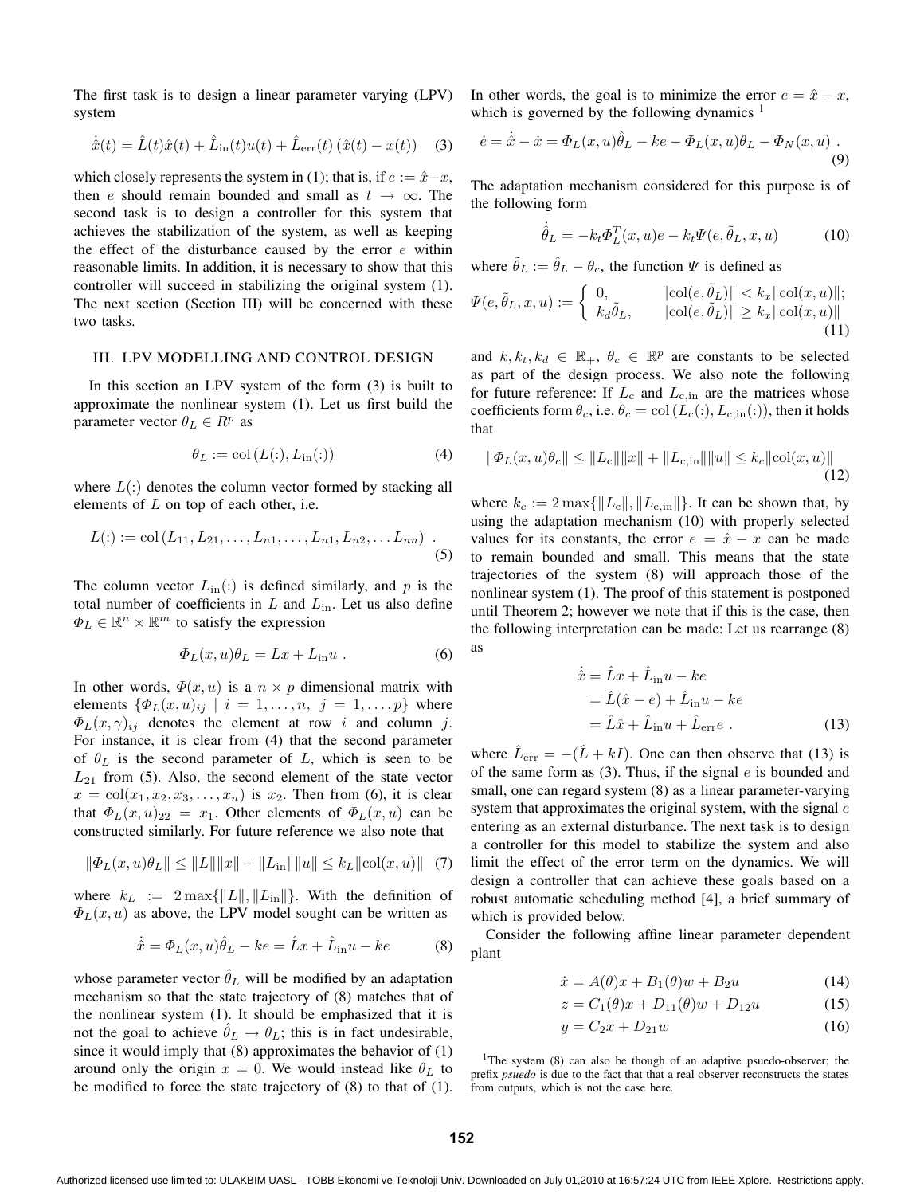The first task is to design a linear parameter varying (LPV) system

$$\dot{\hat{x}}(t) = \hat{L}(t)\hat{x}(t) + \hat{L}_{\rm in}(t)u(t) + \hat{L}_{\rm err}(t)\left(\hat{x}(t) - x(t)\right) \quad (3)$$

which closely represents the system in (1); that is, if $e := \hat{x} - x$, then $e$ should remain bounded and small as $t \to \infty$. The second task is to design a controller for this system that achieves the stabilization of the system, as well as keeping the effect of the disturbance caused by the error $e$ within reasonable limits. In addition, it is necessary to show that this controller will succeed in stabilizing the original system (1). The next section (Section III) will be concerned with these two tasks.

## III. LPV MODELLING AND CONTROL DESIGN

In this section an LPV system of the form (3) is built to approximate the nonlinear system (1). Let us first build the parameter vector $\theta_L \in R^p$ as

$$\theta_L := \mathrm{col}\left(L(:), L_{\rm in}(:)\right) \quad (4)$$

where $L(:)$ denotes the column vector formed by stacking all elements of $L$ on top of each other, i.e.

$$L(:) := \mathrm{col}\left(L_{11}, L_{21}, \ldots, L_{n1}, \ldots, L_{n1}, L_{n2}, \ldots L_{nn}\right) \ . \quad (5)$$

The column vector $L_{\rm in}(:)$ is defined similarly, and $p$ is the total number of coefficients in $L$ and $L_{\rm in}$. Let us also define $\Phi_L \in \mathbb{R}^n \times \mathbb{R}^m$ to satisfy the expression

$$\Phi_L(x,u)\theta_L = Lx + L_{\rm in}u \ . \quad (6)$$

In other words, $\Phi(x,u)$ is a $n \times p$ dimensional matrix with elements $\{\Phi_L(x,u)_{ij} \mid i = 1,\ldots,n, \ j = 1,\ldots,p\}$ where $\Phi_L(x,\gamma)_{ij}$ denotes the element at row $i$ and column $j$. For instance, it is clear from (4) that the second parameter of $\theta_L$ is the second parameter of $L$, which is seen to be $L_{21}$ from (5). Also, the second element of the state vector $x = \mathrm{col}(x_1, x_2, x_3, \ldots, x_n)$ is $x_2$. Then from (6), it is clear that $\Phi_L(x,u)_{22} = x_1$. Other elements of $\Phi_L(x,u)$ can be constructed similarly. For future reference we also note that

$$\|\Phi_L(x,u)\theta_L\| \le \|L\|\|x\| + \|L_{\rm in}\|\|u\| \le k_L\|\mathrm{col}(x,u)\| \quad (7)$$

where $k_L := 2\max\{\|L\|, \|L_{\rm in}\|\}$. With the definition of $\Phi_L(x,u)$ as above, the LPV model sought can be written as

$$\dot{\hat{x}} = \Phi_L(x,u)\hat{\theta}_L - ke = \hat{L}x + \hat{L}_{\rm in}u - ke \quad (8)$$

whose parameter vector $\hat{\theta}_L$ will be modified by an adaptation mechanism so that the state trajectory of (8) matches that of the nonlinear system (1). It should be emphasized that it is not the goal to achieve $\hat{\theta}_L \to \theta_L$; this is in fact undesirable, since it would imply that (8) approximates the behavior of (1) around only the origin $x = 0$. We would instead like $\theta_L$ to be modified to force the state trajectory of (8) to that of (1). In other words, the goal is to minimize the error $e = \hat{x} - x$, which is governed by the following dynamics [1]

$$\dot{e} = \dot{\hat{x}} - \dot{x} = \Phi_L(x,u)\hat{\theta}_L - ke - \Phi_L(x,u)\theta_L - \Phi_N(x,u) \ . \quad (9)$$

The adaptation mechanism considered for this purpose is of the following form

$$\dot{\hat{\theta}}_L = -k_t\Phi_L^T(x,u)e - k_t\Psi(e,\tilde{\theta}_L,x,u) \quad (10)$$

where $\tilde{\theta}_L := \hat{\theta}_L - \theta_c$, the function $\Psi$ is defined as

$$\Psi(e,\tilde{\theta}_L,x,u) := \begin{cases} 0, & \|\mathrm{col}(e,\tilde{\theta}_L)\| < k_x\|\mathrm{col}(x,u)\|; \\ k_d\tilde{\theta}_L, & \|\mathrm{col}(e,\tilde{\theta}_L)\| \ge k_x\|\mathrm{col}(x,u)\| \end{cases} \quad (11)$$

and $k, k_t, k_d \in \mathbb{R}_+$, $\theta_c \in \mathbb{R}^p$ are constants to be selected as part of the design process. We also note the following for future reference: If $L_{\rm c}$ and $L_{\rm c,in}$ are the matrices whose coefficients form $\theta_c$, i.e. $\theta_c = \mathrm{col}\left(L_{\rm c}(:), L_{\rm c,in}(:)\right)$, then it holds that

$$\|\Phi_L(x,u)\theta_c\| \le \|L_{\rm c}\|\|x\| + \|L_{\rm c,in}\|\|u\| \le k_c\|\mathrm{col}(x,u)\| \quad (12)$$

where $k_c := 2\max\{\|L_{\rm c}\|, \|L_{\rm c,in}\|\}$. It can be shown that, by using the adaptation mechanism (10) with properly selected values for its constants, the error $e = \hat{x} - x$ can be made to remain bounded and small. This means that the state trajectories of the system (8) will approach those of the nonlinear system (1). The proof of this statement is postponed until Theorem 2; however we note that if this is the case, then the following interpretation can be made: Let us rearrange (8) as

$$\begin{aligned} \dot{\hat{x}} &= \hat{L}x + \hat{L}_{\rm in}u - ke \\ &= \hat{L}(\hat{x} - e) + \hat{L}_{\rm in}u - ke \\ &= \hat{L}\hat{x} + \hat{L}_{\rm in}u + \hat{L}_{\rm err}e \ . \end{aligned} \quad (13)$$

where $\hat{L}_{\rm err} = -(\hat{L} + kI)$. One can then observe that (13) is of the same form as (3). Thus, if the signal $e$ is bounded and small, one can regard system (8) as a linear parameter-varying system that approximates the original system, with the signal $e$ entering as an external disturbance. The next task is to design a controller for this model to stabilize the system and also limit the effect of the error term on the dynamics. We will design a controller that can achieve these goals based on a robust automatic scheduling method [4], a brief summary of which is provided below.

Consider the following affine linear parameter dependent plant

$$\dot{x} = A(\theta)x + B_1(\theta)w + B_2u \quad (14)$$

$$z = C_1(\theta)x + D_{11}(\theta)w + D_{12}u \quad (15)$$

$$y = C_2x + D_{21}w \quad (16)$$

[1] The system (8) can also be though of an adaptive psuedo-observer; the prefix *psuedo* is due to the fact that that a real observer reconstructs the states from outputs, which is not the case here.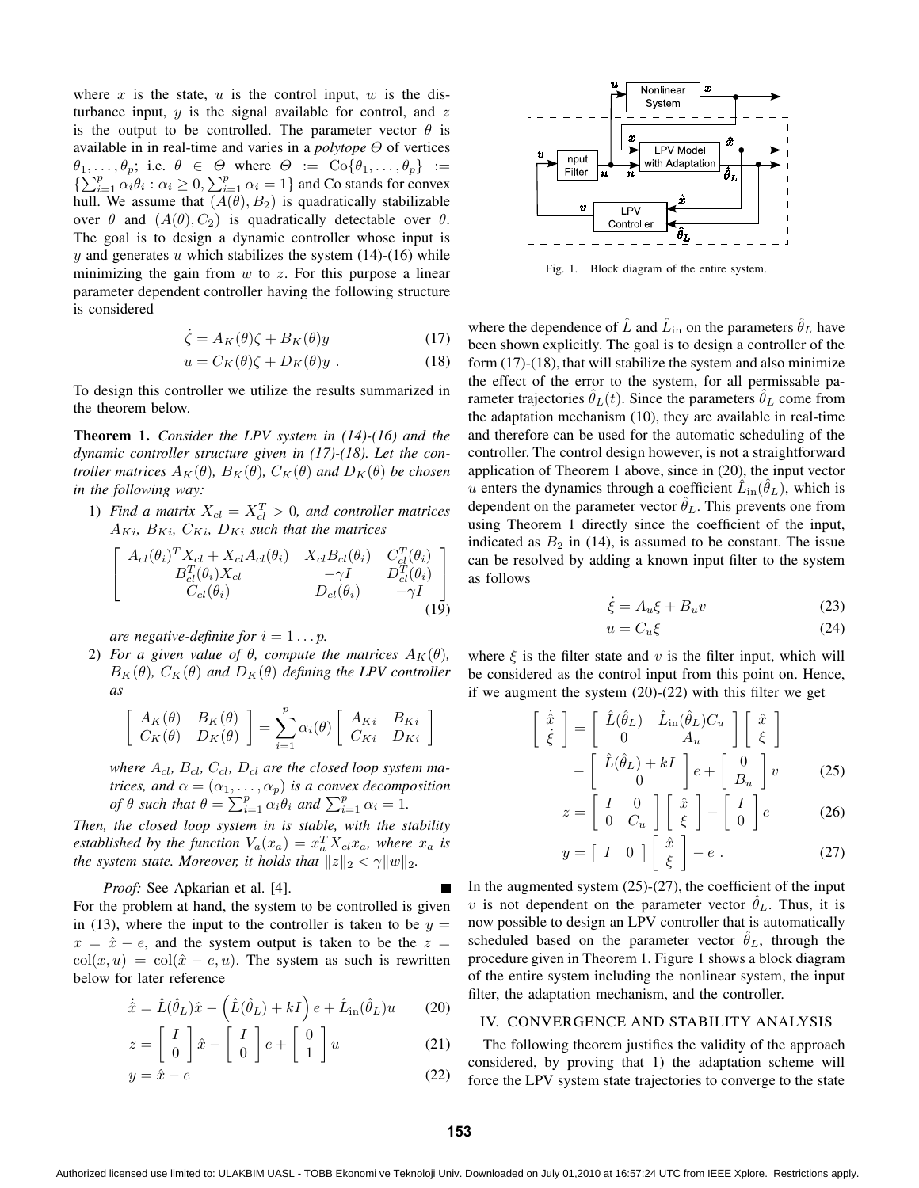where $x$ is the state, $u$ is the control input, $w$ is the disturbance input, $y$ is the signal available for control, and $z$ is the output to be controlled. The parameter vector $\theta$ is available in in real-time and varies in a *polytope* $\Theta$ of vertices $\theta_1, \ldots, \theta_p$; i.e. $\theta \in \Theta$ where $\Theta := \text{Co}\{\theta_1, \ldots, \theta_p\} := \{\sum_{i=1}^p \alpha_i \theta_i : \alpha_i \geq 0, \sum_{i=1}^p \alpha_i = 1\}$ and Co stands for convex hull. We assume that $(A(\theta), B_2)$ is quadratically stabilizable over $\theta$ and $(A(\theta), C_2)$ is quadratically detectable over $\theta$. The goal is to design a dynamic controller whose input is $y$ and generates $u$ which stabilizes the system (14)-(16) while minimizing the gain from $w$ to $z$. For this purpose a linear parameter dependent controller having the following structure is considered

$$\dot{\zeta} = A_K(\theta)\zeta + B_K(\theta)y \tag{17}$$

$$u = C_K(\theta)\zeta + D_K(\theta)y \ . \tag{18}$$

To design this controller we utilize the results summarized in the theorem below.

**Theorem 1.** *Consider the LPV system in (14)-(16) and the dynamic controller structure given in (17)-(18). Let the controller matrices $A_K(\theta)$, $B_K(\theta)$, $C_K(\theta)$ and $D_K(\theta)$ be chosen in the following way:*

1) *Find a matrix $X_{cl} = X_{cl}^T > 0$, and controller matrices $A_{Ki}$, $B_{Ki}$, $C_{Ki}$, $D_{Ki}$ such that the matrices*

$$\begin{bmatrix} A_{cl}(\theta_i)^T X_{cl} + X_{cl} A_{cl}(\theta_i) & X_{cl} B_{cl}(\theta_i) & C_{cl}^T(\theta_i) \\ B_{cl}^T(\theta_i) X_{cl} & -\gamma I & D_{cl}^T(\theta_i) \\ C_{cl}(\theta_i) & D_{cl}(\theta_i) & -\gamma I \end{bmatrix} \tag{19}$$

*are negative-definite for $i = 1 \ldots p$.*

2) *For a given value of $\theta$, compute the matrices $A_K(\theta)$, $B_K(\theta)$, $C_K(\theta)$ and $D_K(\theta)$ defining the LPV controller as*

$$\begin{bmatrix} A_K(\theta) & B_K(\theta) \\ C_K(\theta) & D_K(\theta) \end{bmatrix} = \sum_{i=1}^{p} \alpha_i(\theta) \begin{bmatrix} A_{Ki} & B_{Ki} \\ C_{Ki} & D_{Ki} \end{bmatrix}$$

*where $A_{cl}$, $B_{cl}$, $C_{cl}$, $D_{cl}$ are the closed loop system matrices, and $\alpha = (\alpha_1, \ldots, \alpha_p)$ is a convex decomposition of $\theta$ such that $\theta = \sum_{i=1}^p \alpha_i \theta_i$ and $\sum_{i=1}^p \alpha_i = 1$.*

*Then, the closed loop system in is stable, with the stability established by the function $V_a(x_a) = x_a^T X_{cl} x_a$, where $x_a$ is the system state. Moreover, it holds that $\|z\|_2 < \gamma \|w\|_2$.*

*Proof:* See Apkarian et al. [4]. ∎

For the problem at hand, the system to be controlled is given in (13), where the input to the controller is taken to be $y = x = \hat{x} - e$, and the system output is taken to be the $z = \text{col}(x, u) = \text{col}(\hat{x} - e, u)$. The system as such is rewritten below for later reference

$$\dot{\hat{x}} = \hat{L}(\hat{\theta}_L)\hat{x} - \left(\hat{L}(\hat{\theta}_L) + kI\right)e + \hat{L}_{\text{in}}(\hat{\theta}_L)u \tag{20}$$

$$z = \begin{bmatrix} I \\ 0 \end{bmatrix} \hat{x} - \begin{bmatrix} I \\ 0 \end{bmatrix} e + \begin{bmatrix} 0 \\ 1 \end{bmatrix} u \tag{21}$$

$$y = \hat{x} - e \tag{22}$$

Fig. 1. Block diagram of the entire system.

where the dependence of $\hat{L}$ and $\hat{L}_{\text{in}}$ on the parameters $\hat{\theta}_L$ have been shown explicitly. The goal is to design a controller of the form (17)-(18), that will stabilize the system and also minimize the effect of the error to the system, for all permissable parameter trajectories $\hat{\theta}_L(t)$. Since the parameters $\hat{\theta}_L$ come from the adaptation mechanism (10), they are available in real-time and therefore can be used for the automatic scheduling of the controller. The control design however, is not a straightforward application of Theorem 1 above, since in (20), the input vector $u$ enters the dynamics through a coefficient $\hat{L}_{\text{in}}(\hat{\theta}_L)$, which is dependent on the parameter vector $\hat{\theta}_L$. This prevents one from using Theorem 1 directly since the coefficient of the input, indicated as $B_2$ in (14), is assumed to be constant. The issue can be resolved by adding a known input filter to the system as follows

$$\dot{\xi} = A_u \xi + B_u v \tag{23}$$

$$u = C_u \xi \tag{24}$$

where $\xi$ is the filter state and $v$ is the filter input, which will be considered as the control input from this point on. Hence, if we augment the system (20)-(22) with this filter we get

$$\begin{bmatrix} \dot{\hat{x}} \\ \dot{\xi} \end{bmatrix} = \begin{bmatrix} \hat{L}(\hat{\theta}_L) & \hat{L}_{\text{in}}(\hat{\theta}_L) C_u \\ 0 & A_u \end{bmatrix} \begin{bmatrix} \hat{x} \\ \xi \end{bmatrix} - \begin{bmatrix} \hat{L}(\hat{\theta}_L) + kI \\ 0 \end{bmatrix} e + \begin{bmatrix} 0 \\ B_u \end{bmatrix} v \tag{25}$$

$$z = \begin{bmatrix} I & 0 \\ 0 & C_u \end{bmatrix} \begin{bmatrix} \hat{x} \\ \xi \end{bmatrix} - \begin{bmatrix} I \\ 0 \end{bmatrix} e \tag{26}$$

$$y = \begin{bmatrix} I & 0 \end{bmatrix} \begin{bmatrix} \hat{x} \\ \xi \end{bmatrix} - e \ . \tag{27}$$

In the augmented system (25)-(27), the coefficient of the input $v$ is not dependent on the parameter vector $\hat{\theta}_L$. Thus, it is now possible to design an LPV controller that is automatically scheduled based on the parameter vector $\hat{\theta}_L$, through the procedure given in Theorem 1. Figure 1 shows a block diagram of the entire system including the nonlinear system, the input filter, the adaptation mechanism, and the controller.

## IV. CONVERGENCE AND STABILITY ANALYSIS

The following theorem justifies the validity of the approach considered, by proving that 1) the adaptation scheme will force the LPV system state trajectories to converge to the state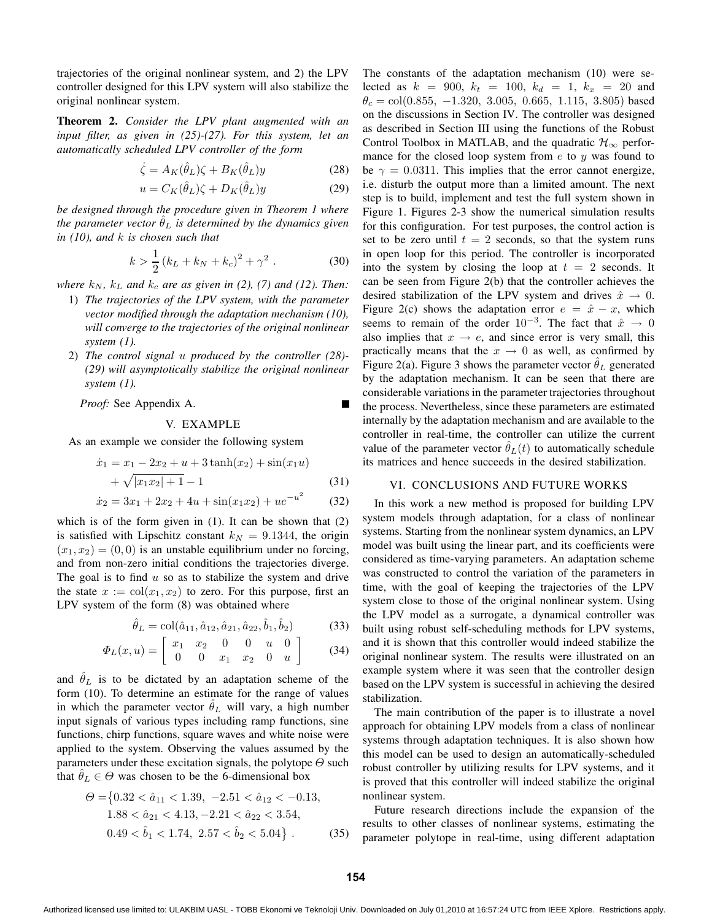trajectories of the original nonlinear system, and 2) the LPV controller designed for this LPV system will also stabilize the original nonlinear system.

**Theorem 2.** *Consider the LPV plant augmented with an input filter, as given in (25)-(27). For this system, let an automatically scheduled LPV controller of the form*

$$\dot{\zeta} = A_K(\hat{\theta}_L)\zeta + B_K(\hat{\theta}_L)y \tag{28}$$

$$u = C_K(\hat{\theta}_L)\zeta + D_K(\hat{\theta}_L)y \tag{29}$$

*be designed through the procedure given in Theorem 1 where the parameter vector $\hat{\theta}_L$ is determined by the dynamics given in (10), and $k$ is chosen such that*

$$k > \frac{1}{2}\left(k_L + k_N + k_c\right)^2 + \gamma^2 \; . \tag{30}$$

*where $k_N$, $k_L$ and $k_c$ are as given in (2), (7) and (12). Then:*

1) *The trajectories of the LPV system, with the parameter vector modified through the adaptation mechanism (10), will converge to the trajectories of the original nonlinear system (1).*
2) *The control signal $u$ produced by the controller (28)-(29) will asymptotically stabilize the original nonlinear system (1).*

*Proof:* See Appendix A. ■

## V. EXAMPLE

As an example we consider the following system

$$\dot{x}_1 = x_1 - 2x_2 + u + 3\tanh(x_2) + \sin(x_1 u) + \sqrt{|x_1 x_2| + 1} - 1 \tag{31}$$

$$\dot{x}_2 = 3x_1 + 2x_2 + 4u + \sin(x_1 x_2) + ue^{-u^2} \tag{32}$$

which is of the form given in (1). It can be shown that (2) is satisfied with Lipschitz constant $k_N = 9.1344$, the origin $(x_1, x_2) = (0, 0)$ is an unstable equilibrium under no forcing, and from non-zero initial conditions the trajectories diverge. The goal is to find $u$ so as to stabilize the system and drive the state $x := \mathrm{col}(x_1, x_2)$ to zero. For this purpose, first an LPV system of the form (8) was obtained where

$$\hat{\theta}_L = \mathrm{col}(\hat{a}_{11}, \hat{a}_{12}, \hat{a}_{21}, \hat{a}_{22}, \hat{b}_1, \hat{b}_2) \tag{33}$$

$$\Phi_L(x, u) = \begin{bmatrix} x_1 & x_2 & 0 & 0 & u & 0 \\ 0 & 0 & x_1 & x_2 & 0 & u \end{bmatrix} \tag{34}$$

and $\hat{\theta}_L$ is to be dictated by an adaptation scheme of the form (10). To determine an estimate for the range of values in which the parameter vector $\hat{\theta}_L$ will vary, a high number input signals of various types including ramp functions, sine functions, chirp functions, square waves and white noise were applied to the system. Observing the values assumed by the parameters under these excitation signals, the polytope $\Theta$ such that $\hat{\theta}_L \in \Theta$ was chosen to be the 6-dimensional box

$$\begin{aligned}\Theta = \big\{&0.32 < \hat{a}_{11} < 1.39,\; -2.51 < \hat{a}_{12} < -0.13, \\ &1.88 < \hat{a}_{21} < 4.13, -2.21 < \hat{a}_{22} < 3.54, \\ &0.49 < \hat{b}_1 < 1.74,\; 2.57 < \hat{b}_2 < 5.04\big\} \; .\end{aligned} \tag{35}$$

The constants of the adaptation mechanism (10) were selected as $k = 900$, $k_t = 100$, $k_d = 1$, $k_x = 20$ and $\theta_c = \mathrm{col}(0.855,\ -1.320,\ 3.005,\ 0.665,\ 1.115,\ 3.805)$ based on the discussions in Section IV. The controller was designed as described in Section III using the functions of the Robust Control Toolbox in MATLAB, and the quadratic $\mathcal{H}_\infty$ performance for the closed loop system from $e$ to $y$ was found to be $\gamma = 0.0311$. This implies that the error cannot energize, i.e. disturb the output more than a limited amount. The next step is to build, implement and test the full system shown in Figure 1. Figures 2-3 show the numerical simulation results for this configuration. For test purposes, the control action is set to be zero until $t = 2$ seconds, so that the system runs in open loop for this period. The controller is incorporated into the system by closing the loop at $t = 2$ seconds. It can be seen from Figure 2(b) that the controller achieves the desired stabilization of the LPV system and drives $\hat{x} \to 0$. Figure 2(c) shows the adaptation error $e = \hat{x} - x$, which seems to remain of the order $10^{-3}$. The fact that $\hat{x} \to 0$ also implies that $x \to e$, and since error is very small, this practically means that the $x \to 0$ as well, as confirmed by Figure 2(a). Figure 3 shows the parameter vector $\hat{\theta}_L$ generated by the adaptation mechanism. It can be seen that there are considerable variations in the parameter trajectories throughout the process. Nevertheless, since these parameters are estimated internally by the adaptation mechanism and are available to the controller in real-time, the controller can utilize the current value of the parameter vector $\hat{\theta}_L(t)$ to automatically schedule its matrices and hence succeeds in the desired stabilization.

## VI. CONCLUSIONS AND FUTURE WORKS

In this work a new method is proposed for building LPV system models through adaptation, for a class of nonlinear systems. Starting from the nonlinear system dynamics, an LPV model was built using the linear part, and its coefficients were considered as time-varying parameters. An adaptation scheme was constructed to control the variation of the parameters in time, with the goal of keeping the trajectories of the LPV system close to those of the original nonlinear system. Using the LPV model as a surrogate, a dynamical controller was built using robust self-scheduling methods for LPV systems, and it is shown that this controller would indeed stabilize the original nonlinear system. The results were illustrated on an example system where it was seen that the controller design based on the LPV system is successful in achieving the desired stabilization.

The main contribution of the paper is to illustrate a novel approach for obtaining LPV models from a class of nonlinear systems through adaptation techniques. It is also shown how this model can be used to design an automatically-scheduled robust controller by utilizing results for LPV systems, and it is proved that this controller will indeed stabilize the original nonlinear system.

Future research directions include the expansion of the results to other classes of nonlinear systems, estimating the parameter polytope in real-time, using different adaptation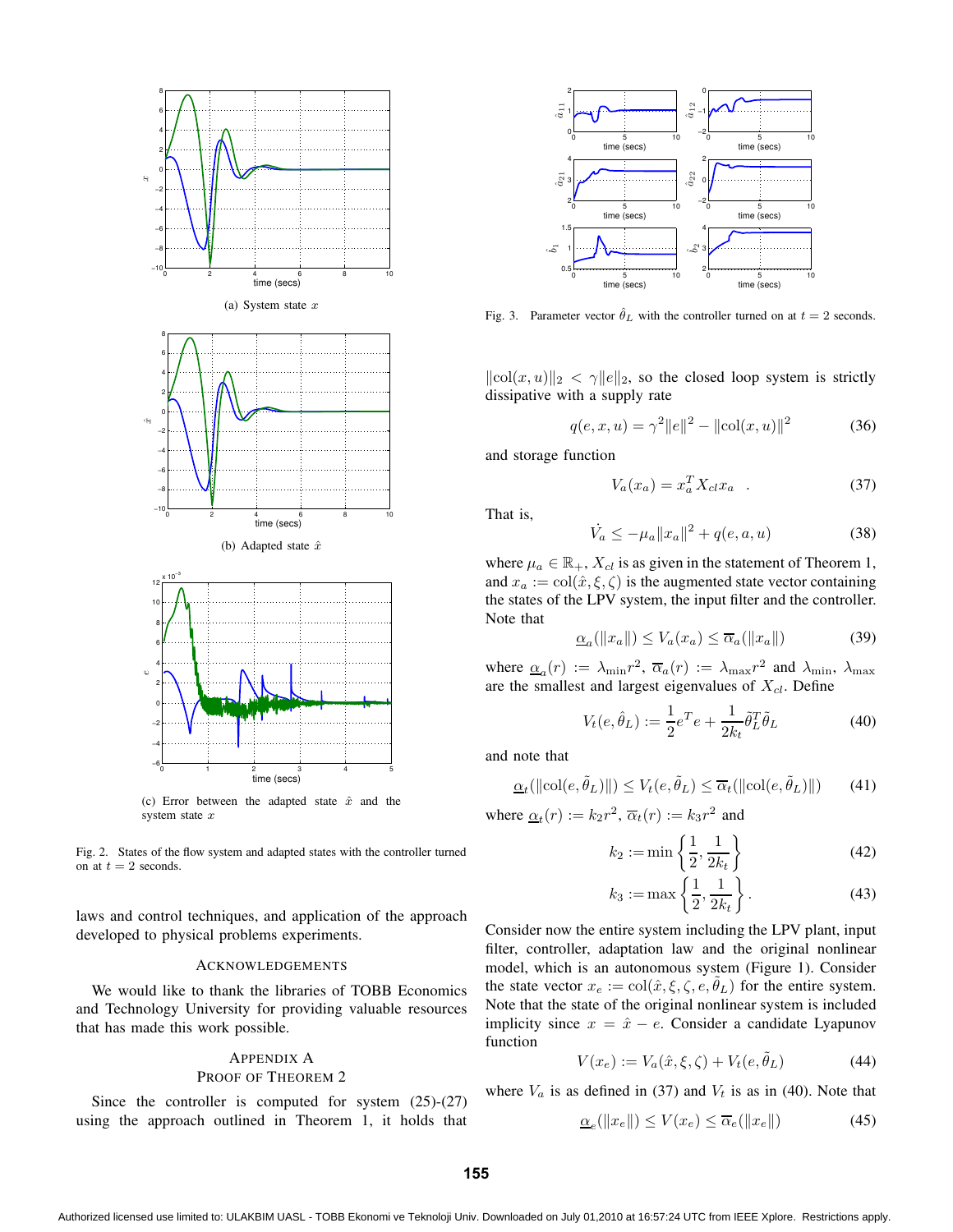(a) System state $x$

(b) Adapted state $\hat{x}$

(c) Error between the adapted state $\hat{x}$ and the system state $x$

Fig. 2. States of the flow system and adapted states with the controller turned on at $t = 2$ seconds.

laws and control techniques, and application of the approach developed to physical problems experiments.

## Acknowledgements

We would like to thank the libraries of TOBB Economics and Technology University for providing valuable resources that has made this work possible.

## Appendix A
## Proof of Theorem 2

Since the controller is computed for system (25)-(27) using the approach outlined in Theorem 1, it holds that

Fig. 3. Parameter vector $\hat{\theta}_L$ with the controller turned on at $t = 2$ seconds.

$\|\text{col}(x, u)\|_2 < \gamma\|e\|_2$, so the closed loop system is strictly dissipative with a supply rate

$$q(e, x, u) = \gamma^2\|e\|^2 - \|\text{col}(x, u)\|^2 \tag{36}$$

and storage function

$$V_a(x_a) = x_a^T X_{cl} x_a \quad . \tag{37}$$

That is,

$$\dot{V}_a \leq -\mu_a\|x_a\|^2 + q(e, a, u) \tag{38}$$

where $\mu_a \in \mathbb{R}_+$, $X_{cl}$ is as given in the statement of Theorem 1, and $x_a := \text{col}(\hat{x}, \xi, \zeta)$ is the augmented state vector containing the states of the LPV system, the input filter and the controller. Note that

$$\underline{\alpha}_a(\|x_a\|) \leq V_a(x_a) \leq \overline{\alpha}_a(\|x_a\|) \tag{39}$$

where $\underline{\alpha}_a(r) := \lambda_{\min} r^2$, $\overline{\alpha}_a(r) := \lambda_{\max} r^2$ and $\lambda_{\min}$, $\lambda_{\max}$ are the smallest and largest eigenvalues of $X_{cl}$. Define

$$V_t(e, \hat{\theta}_L) := \frac{1}{2}e^T e + \frac{1}{2k_t}\tilde{\theta}_L^T \tilde{\theta}_L \tag{40}$$

and note that

$$\underline{\alpha}_t(\|\text{col}(e, \tilde{\theta}_L)\|) \leq V_t(e, \tilde{\theta}_L) \leq \overline{\alpha}_t(\|\text{col}(e, \tilde{\theta}_L)\|) \tag{41}$$

where $\underline{\alpha}_t(r) := k_2 r^2$, $\overline{\alpha}_t(r) := k_3 r^2$ and

$$k_2 := \min\left\{\frac{1}{2}, \frac{1}{2k_t}\right\} \tag{42}$$

$$k_3 := \max\left\{\frac{1}{2}, \frac{1}{2k_t}\right\}. \tag{43}$$

Consider now the entire system including the LPV plant, input filter, controller, adaptation law and the original nonlinear model, which is an autonomous system (Figure 1). Consider the state vector $x_e := \text{col}(\hat{x}, \xi, \zeta, e, \tilde{\theta}_L)$ for the entire system. Note that the state of the original nonlinear system is included implicity since $x = \hat{x} - e$. Consider a candidate Lyapunov function

$$V(x_e) := V_a(\hat{x}, \xi, \zeta) + V_t(e, \tilde{\theta}_L) \tag{44}$$

where $V_a$ is as defined in (37) and $V_t$ is as in (40). Note that

$$\underline{\alpha}_e(\|x_e\|) \leq V(x_e) \leq \overline{\alpha}_e(\|x_e\|) \tag{45}$$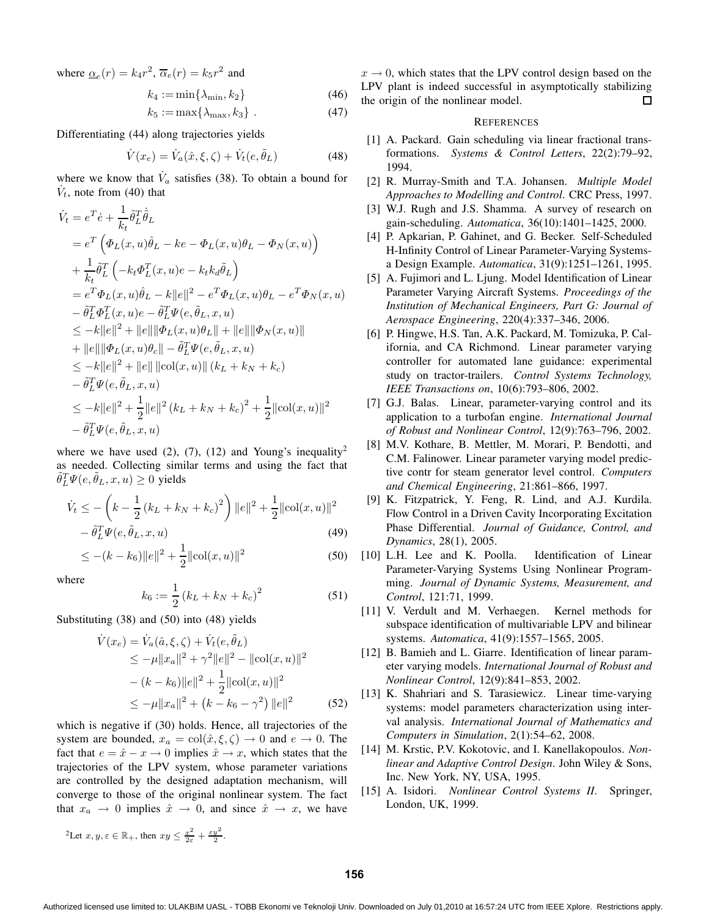where $\underline{\alpha}_e(r) = k_4 r^2$, $\overline{\alpha}_e(r) = k_5 r^2$ and

$$k_4 := \min\{\lambda_{\min}, k_2\} \tag{46}$$

$$k_5 := \max\{\lambda_{\max}, k_3\} \ . \tag{47}$$

Differentiating (44) along trajectories yields

$$\dot{V}(x_e) = \dot{V}_a(\hat{x}, \xi, \zeta) + \dot{V}_t(e, \tilde{\theta}_L) \tag{48}$$

where we know that $\dot{V}_a$ satisfies (38). To obtain a bound for $\dot{V}_t$, note from (40) that

$$
\begin{aligned}
\dot{V}_t &= e^T \dot{e} + \frac{1}{k_t} \tilde{\theta}_L^T \dot{\tilde{\theta}}_L \\
&= e^T \left( \Phi_L(x,u)\hat{\theta}_L - ke - \Phi_L(x,u)\theta_L - \Phi_N(x,u) \right) \\
&+ \frac{1}{k_t} \tilde{\theta}_L^T \left( -k_t \Phi_L^T(x,u) e - k_t k_d \tilde{\theta}_L \right) \\
&= e^T \Phi_L(x,u)\hat{\theta}_L - k\|e\|^2 - e^T \Phi_L(x,u)\theta_L - e^T \Phi_N(x,u) \\
&- \tilde{\theta}_L^T \Phi_L^T(x,u) e - \tilde{\theta}_L^T \Psi(e, \tilde{\theta}_L, x, u) \\
&\leq -k\|e\|^2 + \|e\|\|\Phi_L(x,u)\theta_L\| + \|e\|\|\Phi_N(x,u)\| \\
&+ \|e\|\|\Phi_L(x,u)\theta_c\| - \tilde{\theta}_L^T \Psi(e, \tilde{\theta}_L, x, u) \\
&\leq -k\|e\|^2 + \|e\| \, \|\mathrm{col}(x,u)\| \, (k_L + k_N + k_c) \\
&- \tilde{\theta}_L^T \Psi(e, \tilde{\theta}_L, x, u) \\
&\leq -k\|e\|^2 + \frac{1}{2}\|e\|^2 \left(k_L + k_N + k_c\right)^2 + \frac{1}{2}\|\mathrm{col}(x,u)\|^2 \\
&- \tilde{\theta}_L^T \Psi(e, \tilde{\theta}_L, x, u)
\end{aligned}
$$

where we have used (2), (7), (12) and Young's inequality[2] as needed. Collecting similar terms and using the fact that $\tilde{\theta}_L^T \Psi(e, \tilde{\theta}_L, x, u) \geq 0$ yields

$$
\begin{aligned}
\dot{V}_t \leq & -\left( k - \frac{1}{2}\left(k_L + k_N + k_c\right)^2 \right) \|e\|^2 + \frac{1}{2}\|\mathrm{col}(x,u)\|^2 \\
& - \tilde{\theta}_L^T \Psi(e, \tilde{\theta}_L, x, u) \qquad (49) \\
\leq & -(k - k_6)\|e\|^2 + \frac{1}{2}\|\mathrm{col}(x,u)\|^2 \qquad (50)
\end{aligned}
$$

where

$$k_6 := \frac{1}{2}\left(k_L + k_N + k_c\right)^2 \tag{51}$$

Substituting (38) and (50) into (48) yields

$$
\begin{aligned}
\dot{V}(x_e) &= \dot{V}_a(\hat{a}, \xi, \zeta) + \dot{V}_t(e, \tilde{\theta}_L) \\
&\leq -\mu\|x_a\|^2 + \gamma^2\|e\|^2 - \|\mathrm{col}(x,u)\|^2 \\
&- (k - k_6)\|e\|^2 + \frac{1}{2}\|\mathrm{col}(x,u)\|^2 \\
&\leq -\mu\|x_a\|^2 + \left(k - k_6 - \gamma^2\right)\|e\|^2 \qquad (52)
\end{aligned}
$$

which is negative if (30) holds. Hence, all trajectories of the system are bounded, $x_a = \mathrm{col}(\hat{x}, \xi, \zeta) \to 0$ and $e \to 0$. The fact that $e = \hat{x} - x \to 0$ implies $\hat{x} \to x$, which states that the trajectories of the LPV system, whose parameter variations are controlled by the designed adaptation mechanism, will converge to those of the original nonlinear system. The fact that $x_a \to 0$ implies $\hat{x} \to 0$, and since $\hat{x} \to x$, we have $x \to 0$, which states that the LPV control design based on the LPV plant is indeed successful in asymptotically stabilizing the origin of the nonlinear model. □

[2] Let $x, y, \varepsilon \in \mathbb{R}_+$, then $xy \leq \frac{x^2}{2\varepsilon} + \frac{\varepsilon y^2}{2}$.

## References

[1] A. Packard. Gain scheduling via linear fractional transformations. *Systems & Control Letters*, 22(2):79–92, 1994.

[2] R. Murray-Smith and T.A. Johansen. *Multiple Model Approaches to Modelling and Control*. CRC Press, 1997.

[3] W.J. Rugh and J.S. Shamma. A survey of research on gain-scheduling. *Automatica*, 36(10):1401–1425, 2000.

[4] P. Apkarian, P. Gahinet, and G. Becker. Self-Scheduled H-Infinity Control of Linear Parameter-Varying Systems-a Design Example. *Automatica*, 31(9):1251–1261, 1995.

[5] A. Fujimori and L. Ljung. Model Identification of Linear Parameter Varying Aircraft Systems. *Proceedings of the Institution of Mechanical Engineers, Part G: Journal of Aerospace Engineering*, 220(4):337–346, 2006.

[6] P. Hingwe, H.S. Tan, A.K. Packard, M. Tomizuka, P. California, and CA Richmond. Linear parameter varying controller for automated lane guidance: experimental study on tractor-trailers. *Control Systems Technology, IEEE Transactions on*, 10(6):793–806, 2002.

[7] G.J. Balas. Linear, parameter-varying control and its application to a turbofan engine. *International Journal of Robust and Nonlinear Control*, 12(9):763–796, 2002.

[8] M.V. Kothare, B. Mettler, M. Morari, P. Bendotti, and C.M. Falinower. Linear parameter varying model predictive contr for steam generator level control. *Computers and Chemical Engineering*, 21:861–866, 1997.

[9] K. Fitzpatrick, Y. Feng, R. Lind, and A.J. Kurdila. Flow Control in a Driven Cavity Incorporating Excitation Phase Differential. *Journal of Guidance, Control, and Dynamics*, 28(1), 2005.

[10] L.H. Lee and K. Poolla. Identification of Linear Parameter-Varying Systems Using Nonlinear Programming. *Journal of Dynamic Systems, Measurement, and Control*, 121:71, 1999.

[11] V. Verdult and M. Verhaegen. Kernel methods for subspace identification of multivariable LPV and bilinear systems. *Automatica*, 41(9):1557–1565, 2005.

[12] B. Bamieh and L. Giarre. Identification of linear parameter varying models. *International Journal of Robust and Nonlinear Control*, 12(9):841–853, 2002.

[13] K. Shahriari and S. Tarasiewicz. Linear time-varying systems: model parameters characterization using interval analysis. *International Journal of Mathematics and Computers in Simulation*, 2(1):54–62, 2008.

[14] M. Krstic, P.V. Kokotovic, and I. Kanellakopoulos. *Nonlinear and Adaptive Control Design*. John Wiley & Sons, Inc. New York, NY, USA, 1995.

[15] A. Isidori. *Nonlinear Control Systems II*. Springer, London, UK, 1999.